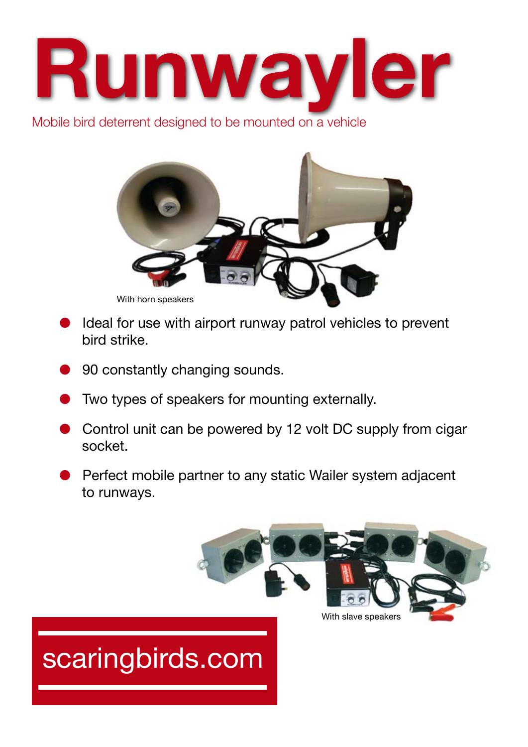# Runwayler

Mobile bird deterrent designed to be mounted on a vehicle

With horn speakers

- Ideal for use with airport runway patrol vehicles to prevent bird strike.
- 90 constantly changing sounds.
- Two types of speakers for mounting externally.
- Control unit can be powered by 12 volt DC supply from cigar socket.
- Perfect mobile partner to any static Wailer system adjacent to runways.

With slave speakers

scaringbirds.com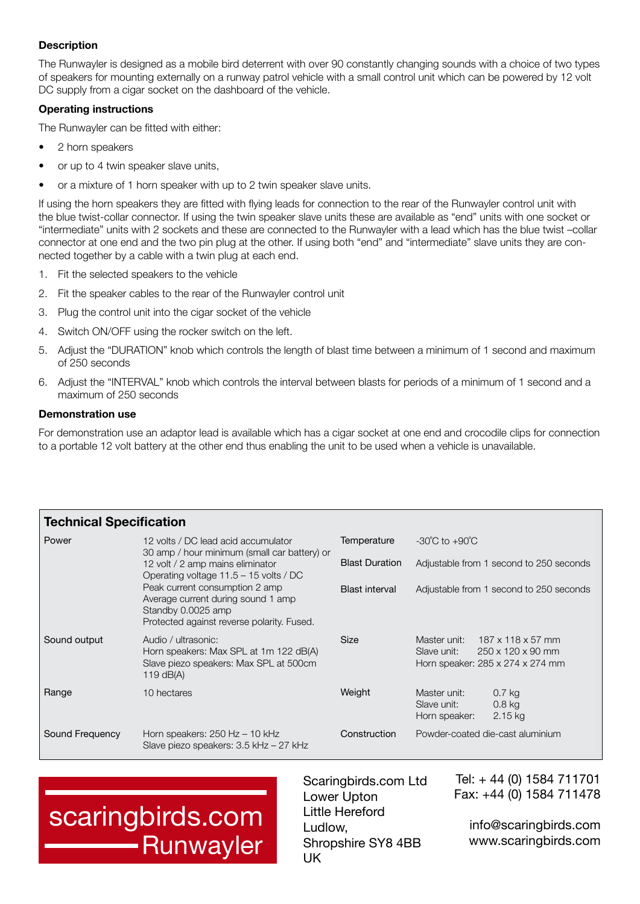### Description

The Runwayler is designed as a mobile bird deterrent with over 90 constantly changing sounds with a choice of two types of speakers for mounting externally on a runway patrol vehicle with a small control unit which can be powered by 12 volt DC supply from a cigar socket on the dashboard of the vehicle.

### Operating instructions

The Runwayler can be fitted with either:

- 2 horn speakers
- or up to 4 twin speaker slave units,
- or a mixture of 1 horn speaker with up to 2 twin speaker slave units.

If using the horn speakers they are fitted with flying leads for connection to the rear of the Runwayler control unit with the blue twist-collar connector. If using the twin speaker slave units these are available as “end” units with one socket or “intermediate” units with 2 sockets and these are connected to the Runwayler with a lead which has the blue twist –collar connector at one end and the two pin plug at the other. If using both “end” and “intermediate” slave units they are connected together by a cable with a twin plug at each end.

1. Fit the selected speakers to the vehicle
2. Fit the speaker cables to the rear of the Runwayler control unit
3. Plug the control unit into the cigar socket of the vehicle
4. Switch ON/OFF using the rocker switch on the left.
5. Adjust the “DURATION” knob which controls the length of blast time between a minimum of 1 second and maximum of 250 seconds
6. Adjust the “INTERVAL” knob which controls the interval between blasts for periods of a minimum of 1 second and a maximum of 250 seconds

### Demonstration use

For demonstration use an adaptor lead is available which has a cigar socket at one end and crocodile clips for connection to a portable 12 volt battery at the other end thus enabling the unit to be used when a vehicle is unavailable.

### Technical Specification

| | | | |
|---|---|---|---|
| Power | 12 volts / DC lead acid accumulator<br>30 amp / hour minimum (small car battery) or<br>12 volt / 2 amp mains eliminator<br>Operating voltage 11.5 – 15 volts / DC<br>Peak current consumption 2 amp<br>Average current during sound 1 amp<br>Standby 0.0025 amp<br>Protected against reverse polarity. Fused. | Temperature<br><br>Blast Duration<br><br>Blast interval | -30˚C to +90˚C<br><br>Adjustable from 1 second to 250 seconds<br><br>Adjustable from 1 second to 250 seconds |
| Sound output | Audio / ultrasonic:<br>Horn speakers: Max SPL at 1m 122 dB(A)<br>Slave piezo speakers: Max SPL at 500cm 119 dB(A) | Size | Master unit: 187 x 118 x 57 mm<br>Slave unit: 250 x 120 x 90 mm<br>Horn speaker: 285 x 274 x 274 mm |
| Range | 10 hectares | Weight | Master unit: 0.7 kg<br>Slave unit: 0.8 kg<br>Horn speaker: 2.15 kg |
| Sound Frequency | Horn speakers: 250 Hz – 10 kHz<br>Slave piezo speakers: 3.5 kHz – 27 kHz | Construction | Powder-coated die-cast aluminium |

scaringbirds.com
Runwayler

Scaringbirds.com Ltd
Lower Upton
Little Hereford
Ludlow,
Shropshire SY8 4BB
UK

Tel: + 44 (0) 1584 711701
Fax: +44 (0) 1584 711478

info@scaringbirds.com
www.scaringbirds.com